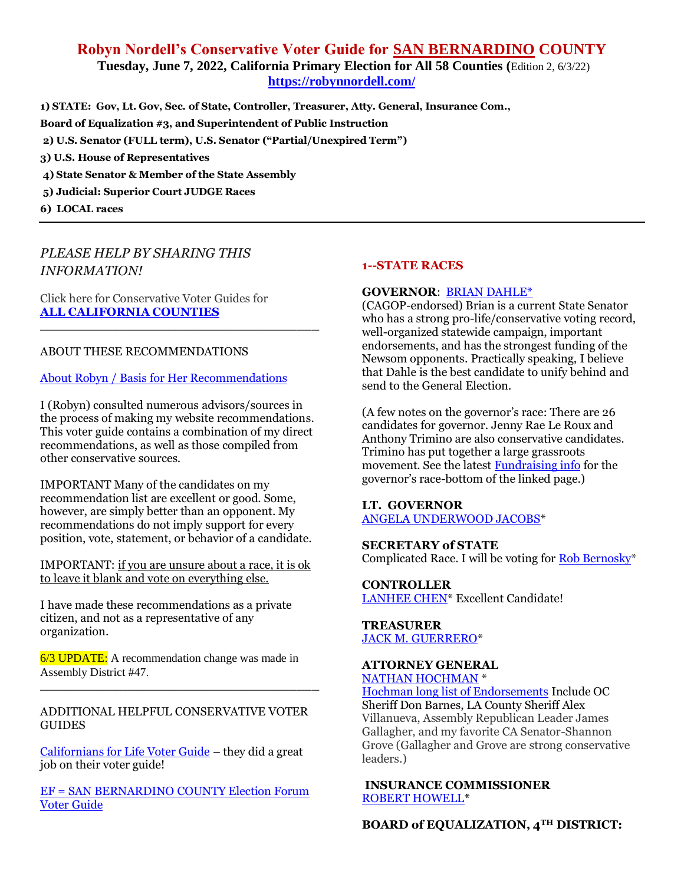# Robyn Nordell's Conservative Voter Guide for SAN BERNARDINO COUNTY

**Tuesday, June 7, 2022, California Primary Election for All 58 Counties (**Edition 2, 6/3/22)

**https://robynnordell.com/**

**1) STATE: Gov, Lt. Gov, Sec. of State, Controller, Treasurer, Atty. General, Insurance Com., Board of Equalization #3, and Superintendent of Public Instruction**

**2) U.S. Senator (FULL term), U.S. Senator ("Partial/Unexpired Term")**

**3) U.S. House of Representatives**

**4) State Senator & Member of the State Assembly**

**5) Judicial: Superior Court JUDGE Races**

**6) LOCAL races**

---

*PLEASE HELP BY SHARING THIS INFORMATION!*

Click here for Conservative Voter Guides for **ALL CALIFORNIA COUNTIES**

---

ABOUT THESE RECOMMENDATIONS

About Robyn / Basis for Her Recommendations

I (Robyn) consulted numerous advisors/sources in the process of making my website recommendations. This voter guide contains a combination of my direct recommendations, as well as those compiled from other conservative sources.

IMPORTANT Many of the candidates on my recommendation list are excellent or good. Some, however, are simply better than an opponent. My recommendations do not imply support for every position, vote, statement, or behavior of a candidate.

IMPORTANT: if you are unsure about a race, it is ok to leave it blank and vote on everything else.

I have made these recommendations as a private citizen, and not as a representative of any organization.

6/3 UPDATE: A recommendation change was made in Assembly District #47.

---

ADDITIONAL HELPFUL CONSERVATIVE VOTER GUIDES

Californians for Life Voter Guide – they did a great job on their voter guide!

EF = SAN BERNARDINO COUNTY Election Forum Voter Guide

## 1--STATE RACES

**GOVERNOR**: BRIAN DAHLE*
(CAGOP-endorsed) Brian is a current State Senator who has a strong pro-life/conservative voting record, well-organized statewide campaign, important endorsements, and has the strongest funding of the Newsom opponents. Practically speaking, I believe that Dahle is the best candidate to unify behind and send to the General Election.

(A few notes on the governor's race: There are 26 candidates for governor. Jenny Rae Le Roux and Anthony Trimino are also conservative candidates. Trimino has put together a large grassroots movement. See the latest Fundraising info for the governor's race-bottom of the linked page.)

**LT. GOVERNOR**
ANGELA UNDERWOOD JACOBS*

**SECRETARY of STATE**
Complicated Race. I will be voting for Rob Bernosky*

**CONTROLLER**
LANHEE CHEN* Excellent Candidate!

**TREASURER**
JACK M. GUERRERO*

**ATTORNEY GENERAL**
NATHAN HOCHMAN *
Hochman long list of Endorsements Include OC Sheriff Don Barnes, LA County Sheriff Alex Villanueva, Assembly Republican Leader James Gallagher, and my favorite CA Senator-Shannon Grove (Gallagher and Grove are strong conservative leaders.)

**INSURANCE COMMISSIONER**
ROBERT HOWELL*

**BOARD of EQUALIZATION, 4TH DISTRICT:**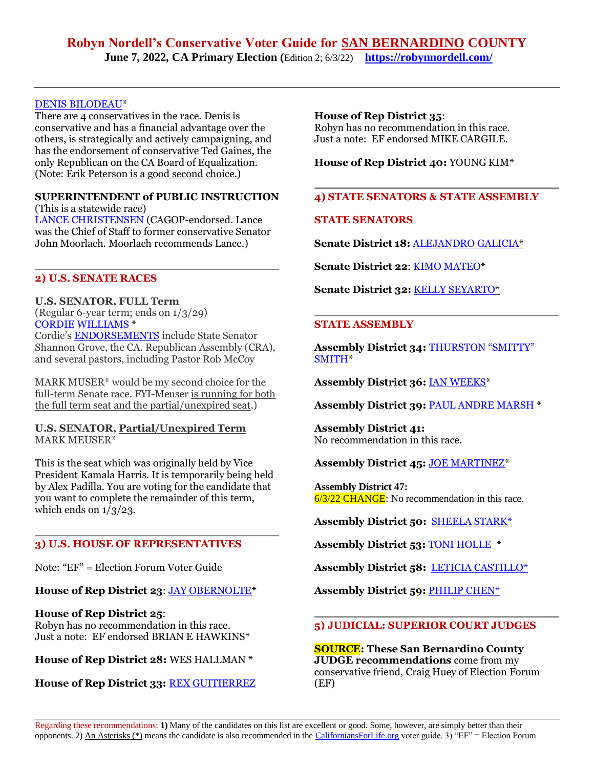# Robyn Nordell's Conservative Voter Guide for SAN BERNARDINO COUNTY

**June 7, 2022, CA Primary Election (**Edition 2; 6/3/22) **https://robynnordell.com/**

DENIS BILODEAU*
There are 4 conservatives in the race. Denis is conservative and has a financial advantage over the others, is strategically and actively campaigning, and has the endorsement of conservative Ted Gaines, the only Republican on the CA Board of Equalization. (Note: Erik Peterson is a good second choice.)

**SUPERINTENDENT of PUBLIC INSTRUCTION**
(This is a statewide race)
LANCE CHRISTENSEN (CAGOP-endorsed. Lance was the Chief of Staff to former conservative Senator John Moorlach. Moorlach recommends Lance.)

## 2) U.S. SENATE RACES

**U.S. SENATOR, FULL Term**
(Regular 6-year term; ends on 1/3/29)
CORDIE WILLIAMS *
Cordie's ENDORSEMENTS include State Senator Shannon Grove, the CA. Republican Assembly (CRA), and several pastors, including Pastor Rob McCoy

MARK MUSER* would be my second choice for the full-term Senate race. FYI-Meuser is running for both the full term seat and the partial/unexpired seat.)

**U.S. SENATOR, Partial/Unexpired Term**
MARK MEUSER*

This is the seat which was originally held by Vice President Kamala Harris. It is temporarily being held by Alex Padilla. You are voting for the candidate that you want to complete the remainder of this term, which ends on 1/3/23.

## 3) U.S. HOUSE OF REPRESENTATIVES

Note: "EF" = Election Forum Voter Guide

**House of Rep District 23**: JAY OBERNOLTE*

**House of Rep District 25**:
Robyn has no recommendation in this race.
Just a note: EF endorsed BRIAN E HAWKINS*

**House of Rep District 28:** WES HALLMAN *

**House of Rep District 33:** REX GUITIERREZ

**House of Rep District 35**:
Robyn has no recommendation in this race.
Just a note: EF endorsed MIKE CARGILE.

**House of Rep District 40:** YOUNG KIM*

## 4) STATE SENATORS & STATE ASSEMBLY

### STATE SENATORS

**Senate District 18:** ALEJANDRO GALICIA*

**Senate District 22**: KIMO MATEO*

**Senate District 32:** KELLY SEYARTO*

### STATE ASSEMBLY

**Assembly District 34:** THURSTON "SMITTY" SMITH*

**Assembly District 36:** IAN WEEKS*

**Assembly District 39:** PAUL ANDRE MARSH *

**Assembly District 41:**
No recommendation in this race.

**Assembly District 45:** JOE MARTINEZ*

**Assembly District 47:**
6/3/22 CHANGE: No recommendation in this race.

**Assembly District 50:** SHEELA STARK*

**Assembly District 53:** TONI HOLLE *

**Assembly District 58:** LETICIA CASTILLO*

**Assembly District 59:** PHILIP CHEN*

## 5) JUDICIAL: SUPERIOR COURT JUDGES

**SOURCE: These San Bernardino County JUDGE recommendations** come from my conservative friend, Craig Huey of Election Forum (EF)

Regarding these recommendations: **1)** Many of the candidates on this list are excellent or good. Some, however, are simply better than their opponents. 2) An Asterisks (*) means the candidate is also recommended in the CaliforniansForLife.org voter guide. 3) "EF" = Election Forum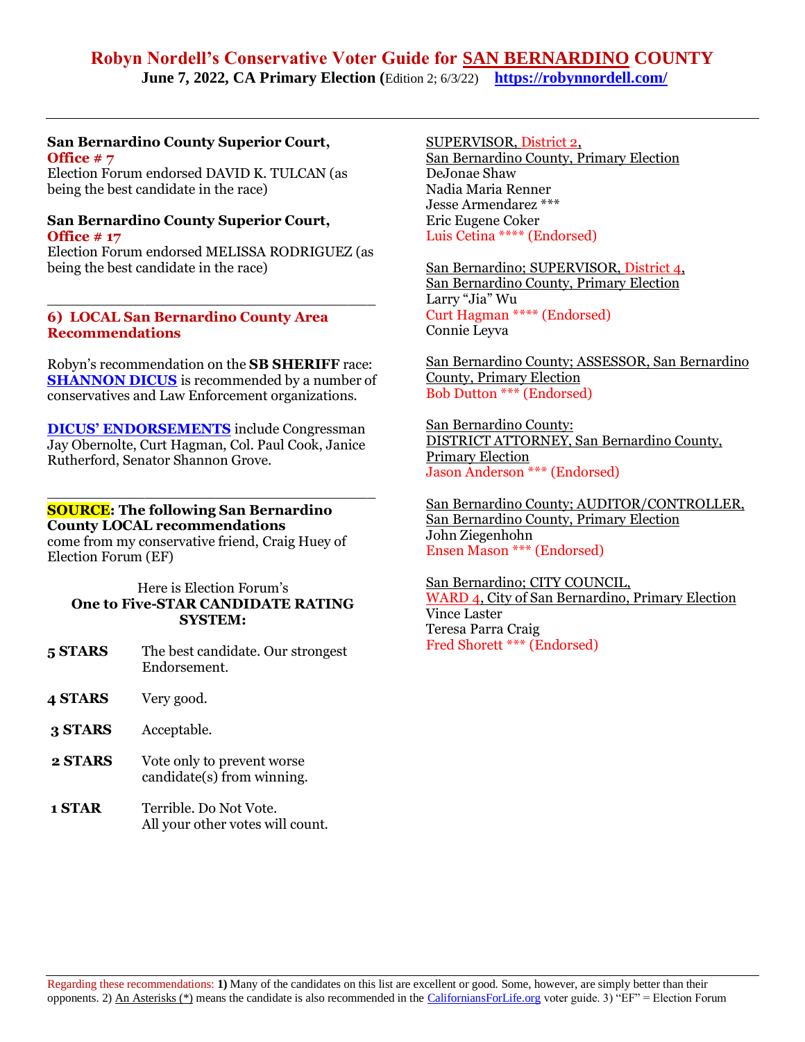# Robyn Nordell's Conservative Voter Guide for SAN BERNARDINO COUNTY

**June 7, 2022, CA Primary Election (**Edition 2; 6/3/22) **https://robynnordell.com/**

---

**San Bernardino County Superior Court, Office # 7**
Election Forum endorsed DAVID K. TULCAN (as being the best candidate in the race)

**San Bernardino County Superior Court, Office # 17**
Election Forum endorsed MELISSA RODRIGUEZ (as being the best candidate in the race)

---

## 6) LOCAL San Bernardino County Area Recommendations

Robyn's recommendation on the **SB SHERIFF** race: **SHANNON DICUS** is recommended by a number of conservatives and Law Enforcement organizations.

**DICUS' ENDORSEMENTS** include Congressman Jay Obernolte, Curt Hagman, Col. Paul Cook, Janice Rutherford, Senator Shannon Grove.

---

**SOURCE: The following San Bernardino County LOCAL recommendations** come from my conservative friend, Craig Huey of Election Forum (EF)

Here is Election Forum's
**One to Five-STAR CANDIDATE RATING SYSTEM:**

| | |
|---|---|
| **5 STARS** | The best candidate. Our strongest Endorsement. |
| **4 STARS** | Very good. |
| **3 STARS** | Acceptable. |
| **2 STARS** | Vote only to prevent worse candidate(s) from winning. |
| **1 STAR** | Terrible. Do Not Vote. All your other votes will count. |

SUPERVISOR, District 2,
San Bernardino County, Primary Election
DeJonae Shaw
Nadia Maria Renner
Jesse Armendarez ***
Eric Eugene Coker
Luis Cetina **** (Endorsed)

San Bernardino; SUPERVISOR, District 4,
San Bernardino County, Primary Election
Larry "Jia" Wu
Curt Hagman **** (Endorsed)
Connie Leyva

San Bernardino County; ASSESSOR, San Bernardino County, Primary Election
Bob Dutton *** (Endorsed)

San Bernardino County:
DISTRICT ATTORNEY, San Bernardino County, Primary Election
Jason Anderson *** (Endorsed)

San Bernardino County; AUDITOR/CONTROLLER, San Bernardino County, Primary Election
John Ziegenhohn
Ensen Mason *** (Endorsed)

San Bernardino; CITY COUNCIL,
WARD 4, City of San Bernardino, Primary Election
Vince Laster
Teresa Parra Craig
Fred Shorett *** (Endorsed)

---

Regarding these recommendations: **1)** Many of the candidates on this list are excellent or good. Some, however, are simply better than their opponents. 2) An Asterisks (*) means the candidate is also recommended in the CaliforniansForLife.org voter guide. 3) "EF" = Election Forum